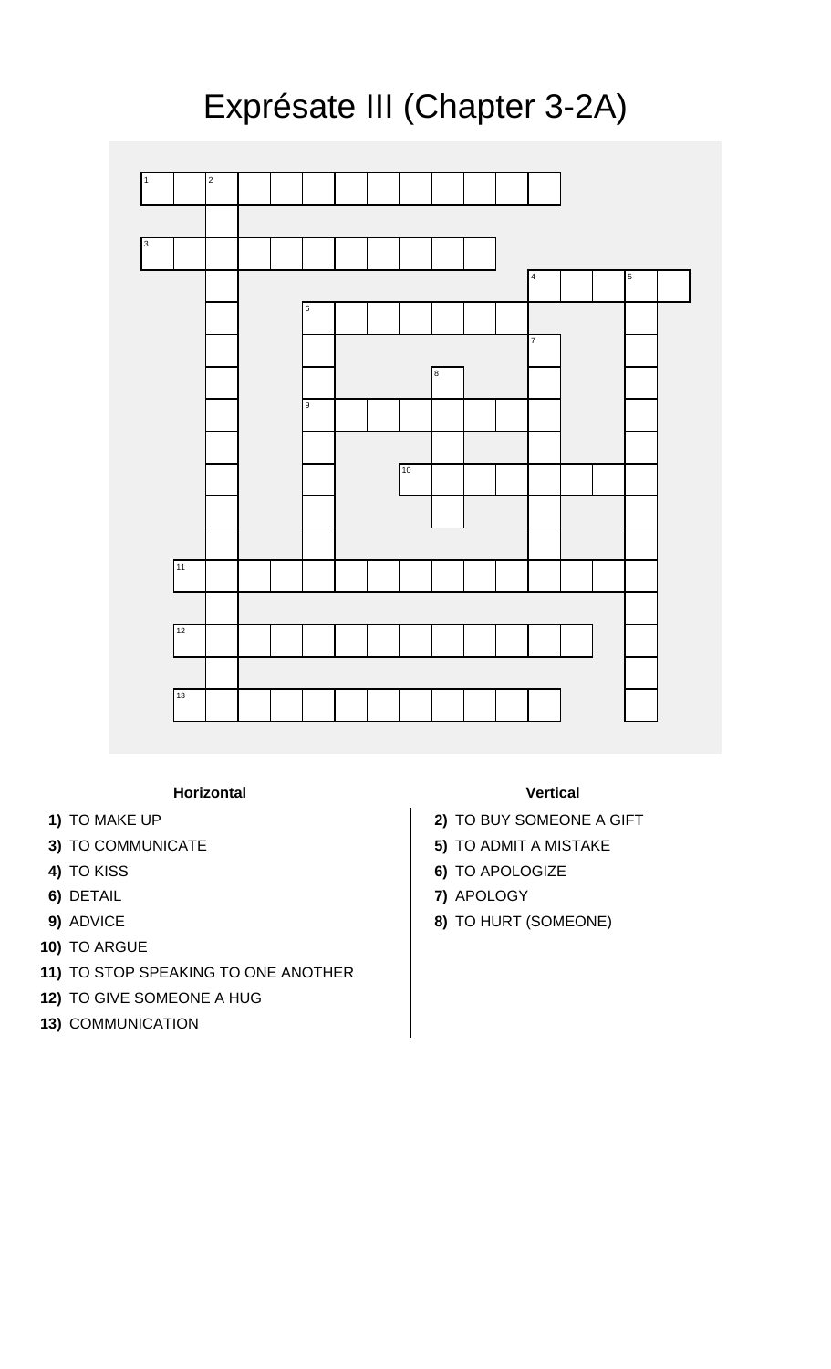# Exprésate III (Chapter 3-2A)

**Horizontal**

1) TO MAKE UP
3) TO COMMUNICATE
4) TO KISS
6) DETAIL
9) ADVICE
10) TO ARGUE
11) TO STOP SPEAKING TO ONE ANOTHER
12) TO GIVE SOMEONE A HUG
13) COMMUNICATION

**Vertical**

2) TO BUY SOMEONE A GIFT
5) TO ADMIT A MISTAKE
6) TO APOLOGIZE
7) APOLOGY
8) TO HURT (SOMEONE)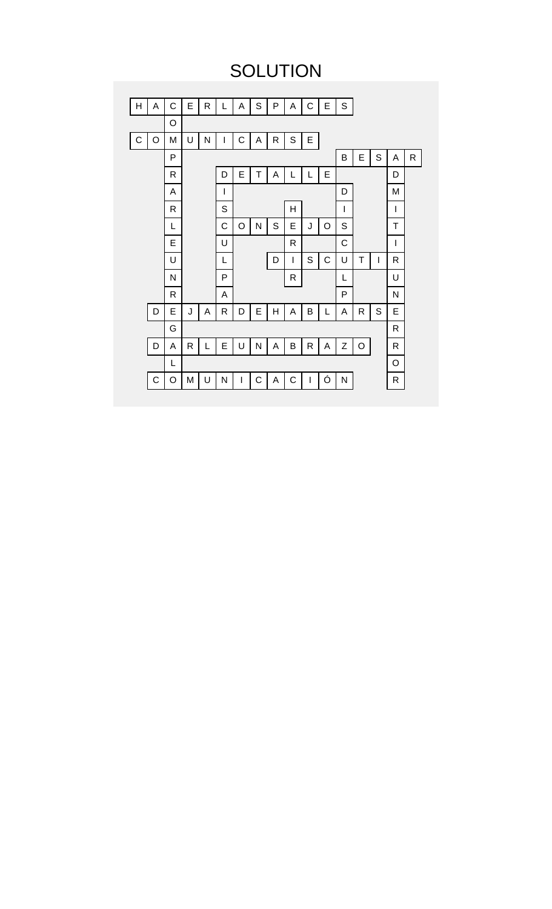# SOLUTION

| | | | | | | | | | | | | | | | | |
|---|---|---|---|---|---|---|---|---|---|---|---|---|---|---|---|---|
| H | A | C | E | R | L | A | S | P | A | C | E | S | | | | |
| | | O | | | | | | | | | | | | | | |
| C | O | M | U | N | I | C | A | R | S | E | | | | | | |
| | | P | | | | | | | | | | B | E | S | A | R |
| | | R | | | D | E | T | A | L | L | E | | | | D | |
| | | A | | | I | | | | | | | D | | | M | |
| | | R | | | S | | | | H | | | I | | | I | |
| | | L | | | C | O | N | S | E | J | O | S | | | T | |
| | | E | | | U | | | | R | | | C | | | I | |
| | | U | | | L | | | D | I | S | C | U | T | I | R | |
| | | N | | | P | | | | R | | | L | | | U | |
| | | R | | | A | | | | | | | P | | | N | |
| | D | E | J | A | R | D | E | H | A | B | L | A | R | S | E | |
| | | G | | | | | | | | | | | | | R | |
| | D | A | R | L | E | U | N | A | B | R | A | Z | O | | R | |
| | | L | | | | | | | | | | | | | O | |
| | C | O | M | U | N | I | C | A | C | I | Ó | N | | | R | |